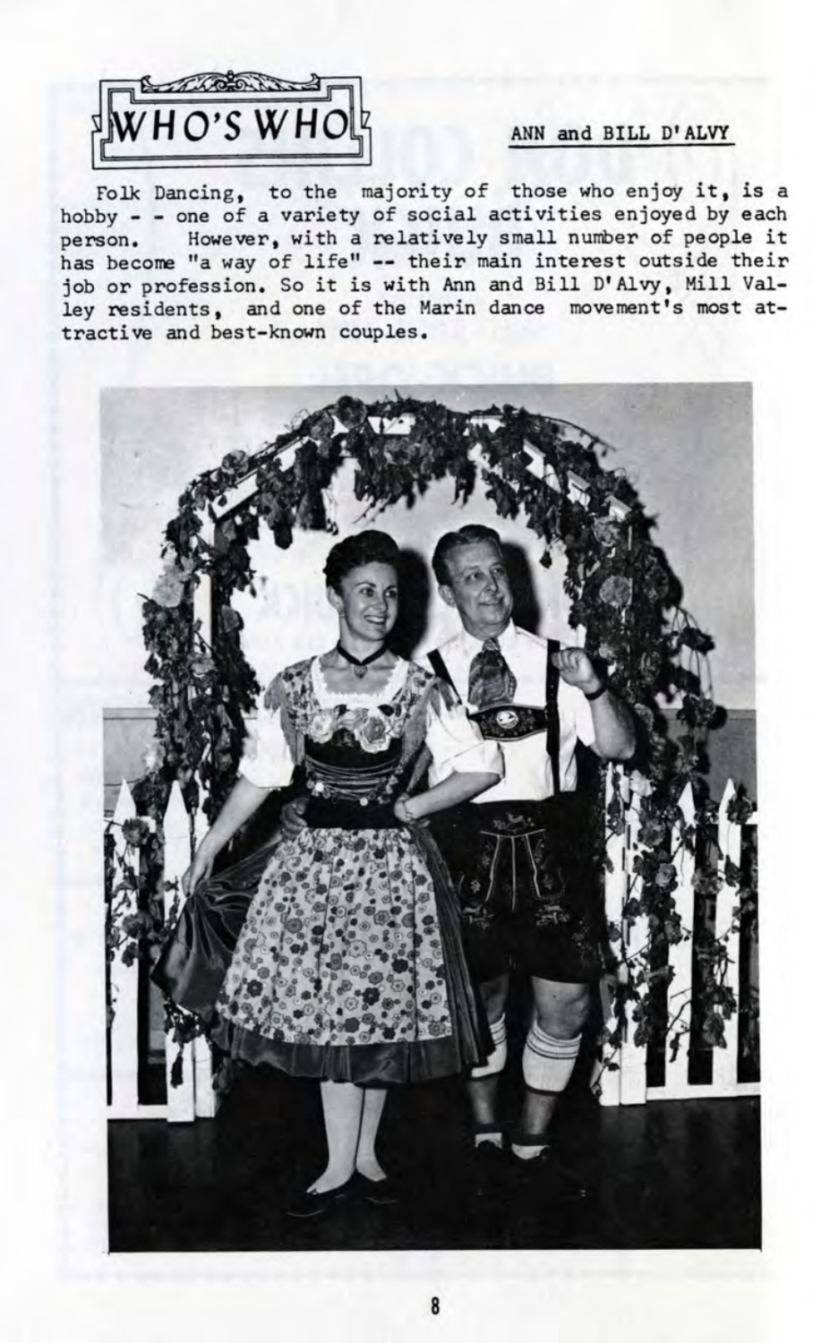# WHO'S WHO

ANN and BILL D'ALVY

Folk Dancing, to the majority of those who enjoy it, is a hobby - - one of a variety of social activities enjoyed by each person. However, with a relatively small number of people it has become "a way of life" -- their main interest outside their job or profession. So it is with Ann and Bill D'Alvy, Mill Valley residents, and one of the Marin dance movement's most attractive and best-known couples.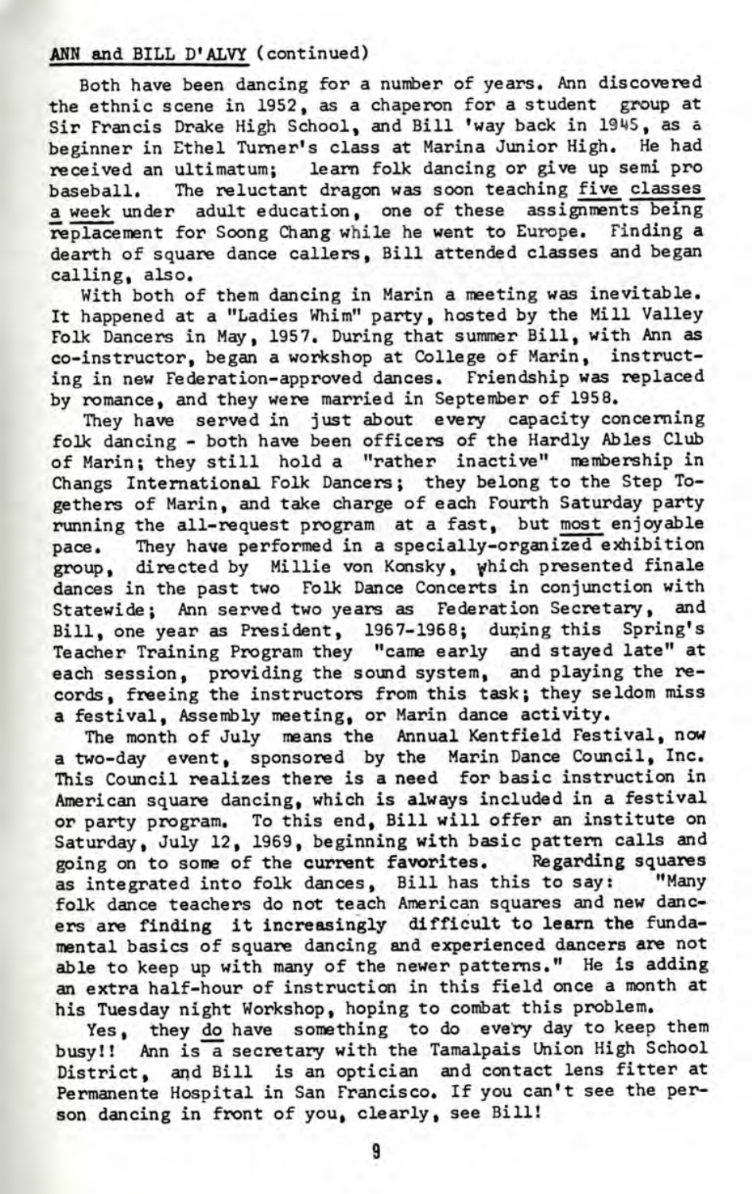**ANN and BILL D'ALVY** (continued)

Both have been dancing for a number of years. Ann discovered the ethnic scene in 1952, as a chaperon for a student group at Sir Francis Drake High School, and Bill 'way back in 1945, as a beginner in Ethel Turner's class at Marina Junior High. He had received an ultimatum; learn folk dancing or give up semi pro baseball. The reluctant dragon was soon teaching five classes a week under adult education, one of these assignments being replacement for Soong Chang while he went to Europe. Finding a dearth of square dance callers, Bill attended classes and began calling, also.

With both of them dancing in Marin a meeting was inevitable. It happened at a "Ladies Whim" party, hosted by the Mill Valley Folk Dancers in May, 1957. During that summer Bill, with Ann as co-instructor, began a workshop at College of Marin, instructing in new Federation-approved dances. Friendship was replaced by romance, and they were married in September of 1958.

They have served in just about every capacity concerning folk dancing - both have been officers of the Hardly Ables Club of Marin; they still hold a "rather inactive" membership in Changs International Folk Dancers; they belong to the Step Togethers of Marin, and take charge of each Fourth Saturday party running the all-request program at a fast, but most enjoyable pace. They have performed in a specially-organized exhibition group, directed by Millie von Konsky, which presented finale dances in the past two Folk Dance Concerts in conjunction with Statewide; Ann served two years as Federation Secretary, and Bill, one year as President, 1967-1968; during this Spring's Teacher Training Program they "came early and stayed late" at each session, providing the sound system, and playing the records, freeing the instructors from this task; they seldom miss a festival, Assembly meeting, or Marin dance activity.

The month of July means the Annual Kentfield Festival, now a two-day event, sponsored by the Marin Dance Council, Inc. This Council realizes there is a need for basic instruction in American square dancing, which is always included in a festival or party program. To this end, Bill will offer an institute on Saturday, July 12, 1969, beginning with basic pattern calls and going on to some of the current favorites. Regarding squares as integrated into folk dances, Bill has this to say: "Many folk dance teachers do not teach American squares and new dancers are finding it increasingly difficult to learn the fundamental basics of square dancing and experienced dancers are not able to keep up with many of the newer patterns." He is adding an extra half-hour of instruction in this field once a month at his Tuesday night Workshop, hoping to combat this problem.

Yes, they do have something to do every day to keep them busy!! Ann is a secretary with the Tamalpais Union High School District, and Bill is an optician and contact lens fitter at Permanente Hospital in San Francisco. If you can't see the person dancing in front of you, clearly, see Bill!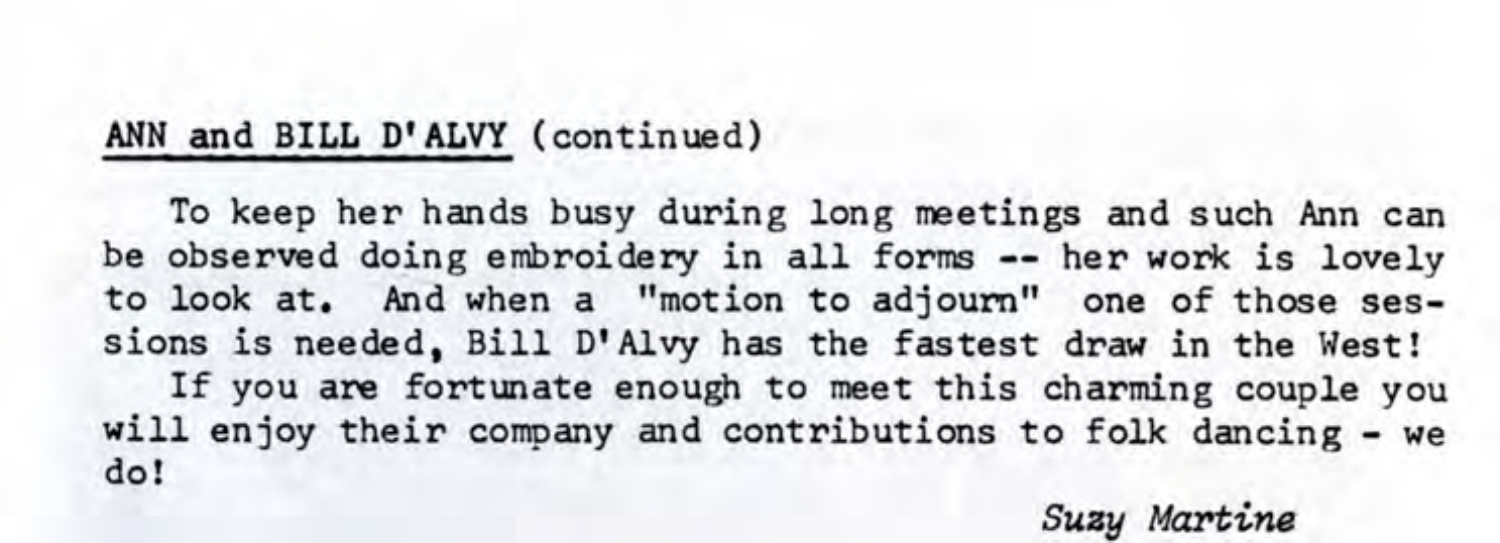<u>ANN and BILL D'ALVY</u> (continued)

To keep her hands busy during long meetings and such Ann can be observed doing embroidery in all forms -- her work is lovely to look at. And when a "motion to adjourn" one of those sessions is needed, Bill D'Alvy has the fastest draw in the West!

If you are fortunate enough to meet this charming couple you will enjoy their company and contributions to folk dancing - we do!

*Suzy Martine*